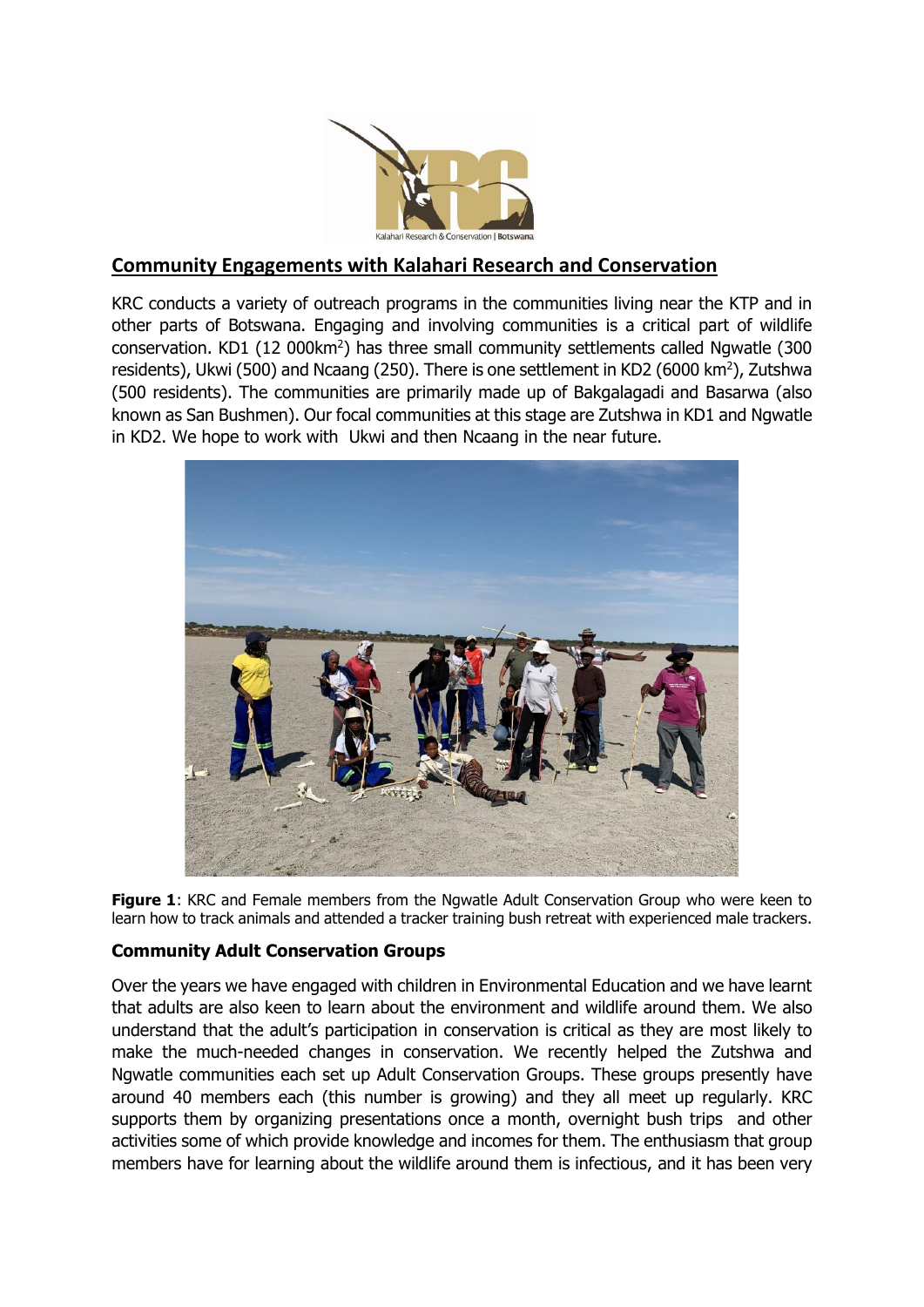## Community Engagements with Kalahari Research and Conservation

KRC conducts a variety of outreach programs in the communities living near the KTP and in other parts of Botswana. Engaging and involving communities is a critical part of wildlife conservation. KD1 (12 000km$^2$) has three small community settlements called Ngwatle (300 residents), Ukwi (500) and Ncaang (250). There is one settlement in KD2 (6000 km$^2$), Zutshwa (500 residents). The communities are primarily made up of Bakgalagadi and Basarwa (also known as San Bushmen). Our focal communities at this stage are Zutshwa in KD1 and Ngwatle in KD2. We hope to work with Ukwi and then Ncaang in the near future.

**Figure 1**: KRC and Female members from the Ngwatle Adult Conservation Group who were keen to learn how to track animals and attended a tracker training bush retreat with experienced male trackers.

### Community Adult Conservation Groups

Over the years we have engaged with children in Environmental Education and we have learnt that adults are also keen to learn about the environment and wildlife around them. We also understand that the adult's participation in conservation is critical as they are most likely to make the much-needed changes in conservation. We recently helped the Zutshwa and Ngwatle communities each set up Adult Conservation Groups. These groups presently have around 40 members each (this number is growing) and they all meet up regularly. KRC supports them by organizing presentations once a month, overnight bush trips and other activities some of which provide knowledge and incomes for them. The enthusiasm that group members have for learning about the wildlife around them is infectious, and it has been very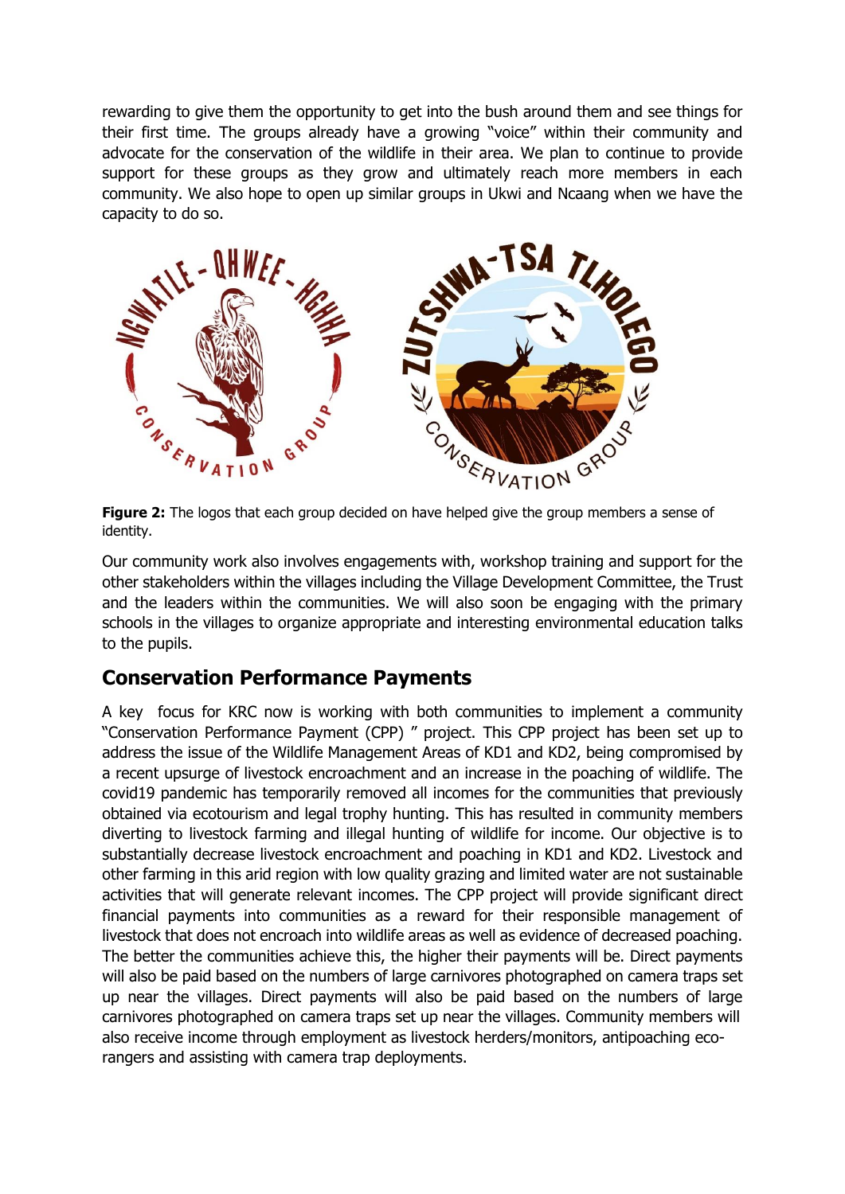rewarding to give them the opportunity to get into the bush around them and see things for their first time. The groups already have a growing "voice" within their community and advocate for the conservation of the wildlife in their area. We plan to continue to provide support for these groups as they grow and ultimately reach more members in each community. We also hope to open up similar groups in Ukwi and Ncaang when we have the capacity to do so.

**Figure 2:** The logos that each group decided on have helped give the group members a sense of identity.

Our community work also involves engagements with, workshop training and support for the other stakeholders within the villages including the Village Development Committee, the Trust and the leaders within the communities. We will also soon be engaging with the primary schools in the villages to organize appropriate and interesting environmental education talks to the pupils.

## Conservation Performance Payments

A key focus for KRC now is working with both communities to implement a community "Conservation Performance Payment (CPP) " project. This CPP project has been set up to address the issue of the Wildlife Management Areas of KD1 and KD2, being compromised by a recent upsurge of livestock encroachment and an increase in the poaching of wildlife. The covid19 pandemic has temporarily removed all incomes for the communities that previously obtained via ecotourism and legal trophy hunting. This has resulted in community members diverting to livestock farming and illegal hunting of wildlife for income. Our objective is to substantially decrease livestock encroachment and poaching in KD1 and KD2. Livestock and other farming in this arid region with low quality grazing and limited water are not sustainable activities that will generate relevant incomes. The CPP project will provide significant direct financial payments into communities as a reward for their responsible management of livestock that does not encroach into wildlife areas as well as evidence of decreased poaching. The better the communities achieve this, the higher their payments will be. Direct payments will also be paid based on the numbers of large carnivores photographed on camera traps set up near the villages. Direct payments will also be paid based on the numbers of large carnivores photographed on camera traps set up near the villages. Community members will also receive income through employment as livestock herders/monitors, antipoaching eco-rangers and assisting with camera trap deployments.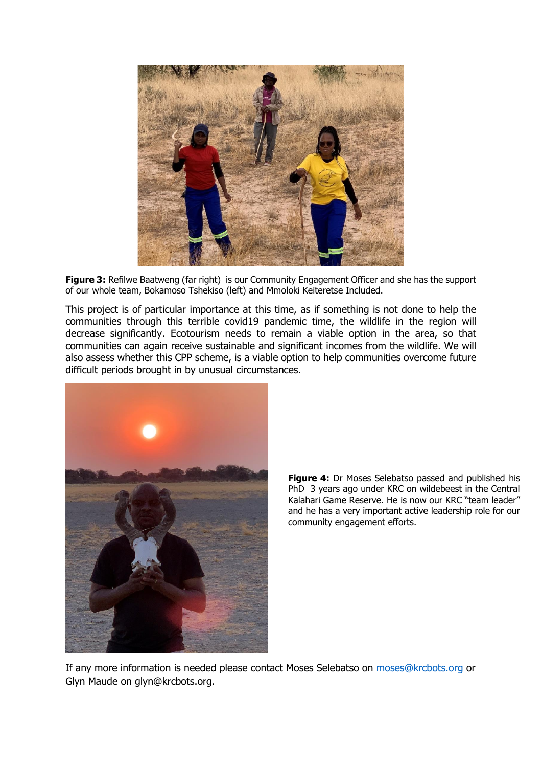**Figure 3:** Refilwe Baatweng (far right) is our Community Engagement Officer and she has the support of our whole team, Bokamoso Tshekiso (left) and Mmoloki Keiteretse Included.

This project is of particular importance at this time, as if something is not done to help the communities through this terrible covid19 pandemic time, the wildlife in the region will decrease significantly. Ecotourism needs to remain a viable option in the area, so that communities can again receive sustainable and significant incomes from the wildlife. We will also assess whether this CPP scheme, is a viable option to help communities overcome future difficult periods brought in by unusual circumstances.

**Figure 4:** Dr Moses Selebatso passed and published his PhD 3 years ago under KRC on wildebeest in the Central Kalahari Game Reserve. He is now our KRC "team leader" and he has a very important active leadership role for our community engagement efforts.

If any more information is needed please contact Moses Selebatso on [moses@krcbots.org](mailto:moses@krcbots.org) or Glyn Maude on glyn@krcbots.org.